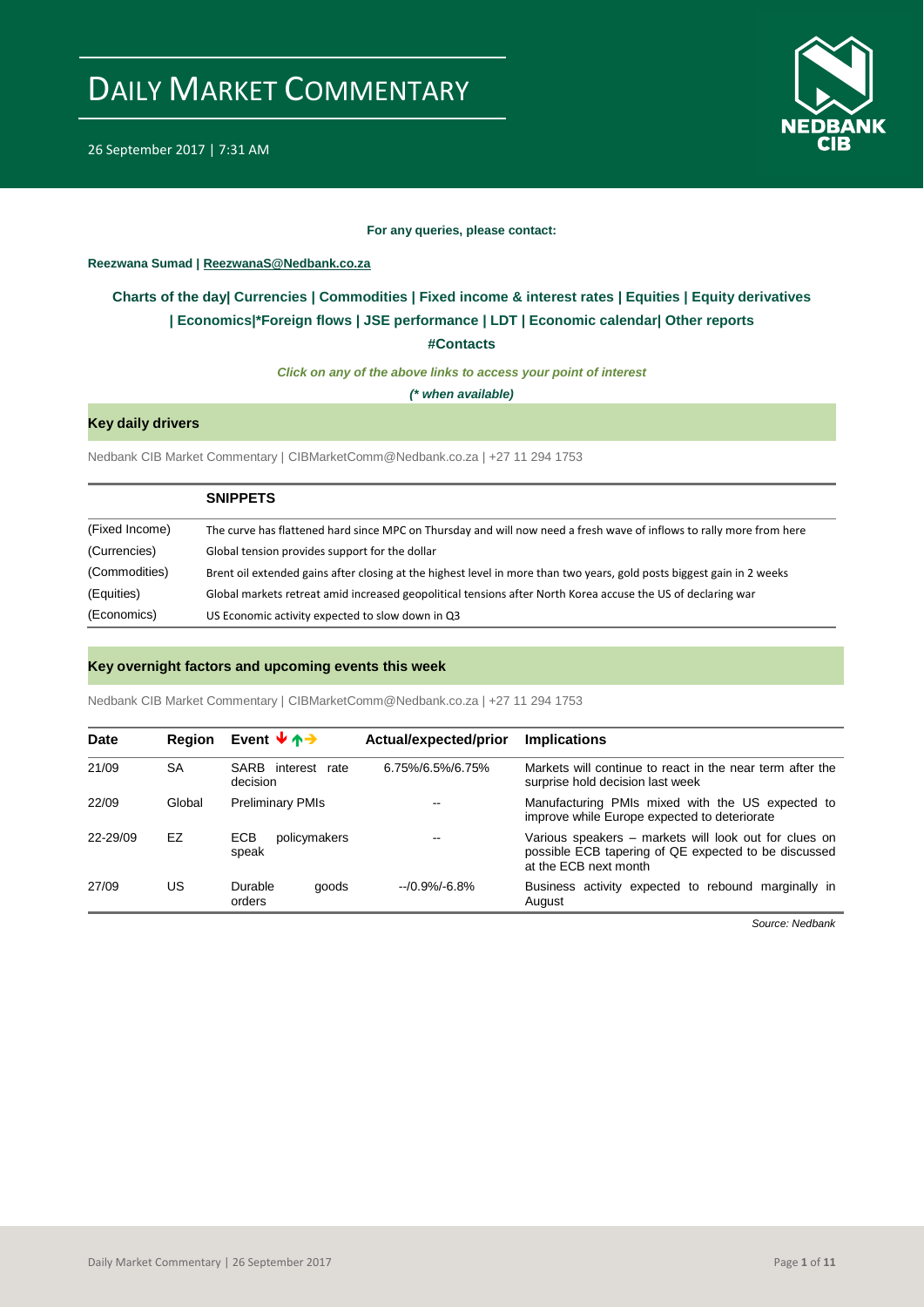# DAILY MARKET COMMENTARY

26 September 2017 | 7:31 AM

**For any queries, please contact:**

**Reezwana Sumad | ReezwanaS@Nedbank.co.za**

**Charts of the day| Currencies | Commodities | Fixed income & interest rates | Equities | Equity derivatives | Economics|*Foreign flows | JSE performance | LDT | Economic calendar| Other reports**

**#Contacts**

***Click on any of the above links to access your point of interest***

***(* when available)***

## Key daily drivers

Nedbank CIB Market Commentary | CIBMarketComm@Nedbank.co.za | +27 11 294 1753

| | **SNIPPETS** |
|---|---|
| (Fixed Income) | The curve has flattened hard since MPC on Thursday and will now need a fresh wave of inflows to rally more from here |
| (Currencies) | Global tension provides support for the dollar |
| (Commodities) | Brent oil extended gains after closing at the highest level in more than two years, gold posts biggest gain in 2 weeks |
| (Equities) | Global markets retreat amid increased geopolitical tensions after North Korea accuse the US of declaring war |
| (Economics) | US Economic activity expected to slow down in Q3 |

## Key overnight factors and upcoming events this week

Nedbank CIB Market Commentary | CIBMarketComm@Nedbank.co.za | +27 11 294 1753

| Date | Region | Event | Actual/expected/prior | Implications |
|---|---|---|---|---|
| 21/09 | SA | SARB interest rate decision | 6.75%/6.5%/6.75% | Markets will continue to react in the near term after the surprise hold decision last week |
| 22/09 | Global | Preliminary PMIs | -- | Manufacturing PMIs mixed with the US expected to improve while Europe expected to deteriorate |
| 22-29/09 | EZ | ECB policymakers speak | -- | Various speakers – markets will look out for clues on possible ECB tapering of QE expected to be discussed at the ECB next month |
| 27/09 | US | Durable goods orders | --/0.9%/-6.8% | Business activity expected to rebound marginally in August |

*Source: Nedbank*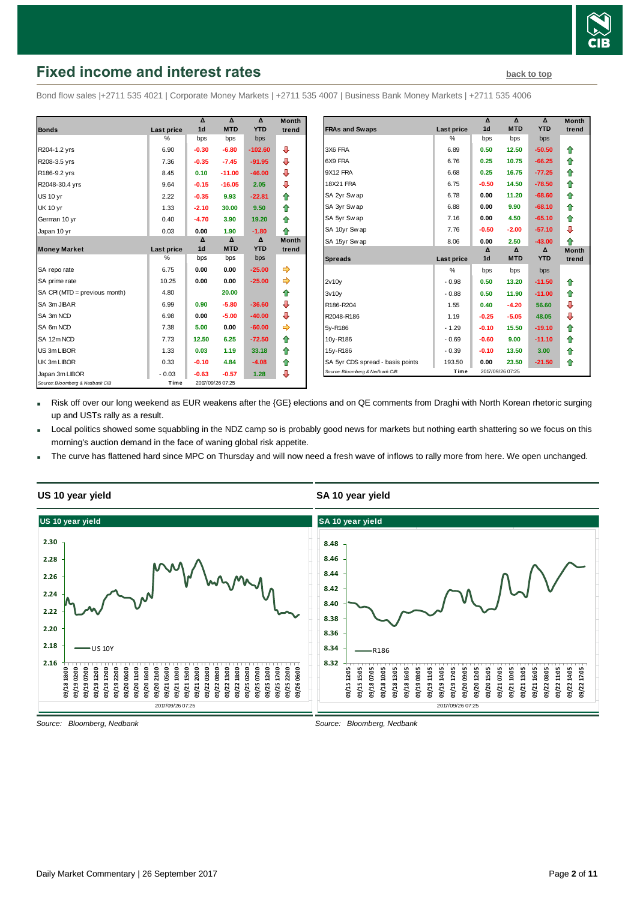## Fixed income and interest rates

back to top

Bond flow sales |+2711 535 4021 | Corporate Money Markets | +2711 535 4007 | Business Bank Money Markets | +2711 535 4006

| Bonds | Last price | Δ 1d | Δ MTD | Δ YTD | Month trend |
|---|---|---|---|---|---|
| | % | bps | bps | bps | |
| R204-1.2 yrs | 6.90 | -0.30 | -6.80 | -102.60 | ⇩ |
| R208-3.5 yrs | 7.36 | -0.35 | -7.45 | -91.95 | ⇩ |
| R186-9.2 yrs | 8.45 | 0.10 | -11.00 | -46.00 | ⇩ |
| R2048-30.4 yrs | 9.64 | -0.15 | -16.05 | 2.05 | ⇩ |
| US 10 yr | 2.22 | -0.35 | 9.93 | -22.81 | ⇧ |
| UK 10 yr | 1.33 | -2.10 | 30.00 | 9.50 | ⇧ |
| German 10 yr | 0.40 | -4.70 | 3.90 | 19.20 | ⇧ |
| Japan 10 yr | 0.03 | 0.00 | 1.90 | -1.80 | ⇧ |
| **Money Market** | **Last price** | **Δ 1d** | **Δ MTD** | **Δ YTD** | **Month trend** |
| | % | bps | bps | bps | |
| SA repo rate | 6.75 | 0.00 | 0.00 | -25.00 | ⇨ |
| SA prime rate | 10.25 | 0.00 | 0.00 | -25.00 | ⇨ |
| SA CPI (MTD = previous month) | 4.80 | | 20.00 | | ⇧ |
| SA 3m JIBAR | 6.99 | 0.90 | -5.80 | -36.60 | ⇩ |
| SA 3m NCD | 6.98 | 0.00 | -5.00 | -40.00 | ⇩ |
| SA 6m NCD | 7.38 | 5.00 | 0.00 | -60.00 | ⇨ |
| SA 12m NCD | 7.73 | 12.50 | 6.25 | -72.50 | ⇧ |
| US 3m LIBOR | 1.33 | 0.03 | 1.19 | 33.18 | ⇧ |
| UK 3m LIBOR | 0.33 | -0.10 | 4.84 | -4.08 | ⇧ |
| Japan 3m LIBOR | -0.03 | -0.63 | -0.57 | 1.28 | ⇩ |

Source: Bloomberg & Nedbank CIB | Time 2017/09/26 07:25

| FRAs and Swaps | Last price | Δ 1d | Δ MTD | Δ YTD | Month trend |
|---|---|---|---|---|---|
| | % | bps | bps | bps | |
| 3X6 FRA | 6.89 | 0.50 | 12.50 | -50.50 | ⇧ |
| 6X9 FRA | 6.76 | 0.25 | 10.75 | -66.25 | ⇧ |
| 9X12 FRA | 6.68 | 0.25 | 16.75 | -77.25 | ⇧ |
| 18X21 FRA | 6.75 | -0.50 | 14.50 | -78.50 | ⇧ |
| SA 2yr Swap | 6.78 | 0.00 | 11.20 | -68.60 | ⇧ |
| SA 3yr Swap | 6.88 | 0.00 | 9.90 | -68.10 | ⇧ |
| SA 5yr Swap | 7.16 | 0.00 | 4.50 | -65.10 | ⇧ |
| SA 10yr Swap | 7.76 | -0.50 | -2.00 | -57.10 | ⇩ |
| SA 15yr Swap | 8.06 | 0.00 | 2.50 | -43.00 | ⇧ |
| **Spreads** | **Last price** | **Δ 1d** | **Δ MTD** | **Δ YTD** | **Month trend** |
| | % | bps | bps | bps | |
| 2v10y | -0.98 | 0.50 | 13.20 | -11.50 | ⇧ |
| 3v10y | -0.88 | 0.50 | 11.90 | -11.00 | ⇧ |
| R186-R204 | 1.55 | 0.40 | -4.20 | 56.60 | ⇩ |
| R2048-R186 | 1.19 | -0.25 | -5.05 | 48.05 | ⇩ |
| 5y-R186 | -1.29 | -0.10 | 15.50 | -19.10 | ⇧ |
| 10y-R186 | -0.69 | -0.60 | 9.00 | -11.10 | ⇧ |
| 15y-R186 | -0.39 | -0.10 | 13.50 | 3.00 | ⇧ |
| SA 5yr CDS spread - basis points | 193.50 | 0.00 | 23.50 | -21.50 | ⇧ |

Source: Bloomberg & Nedbank CIB | Time 2017/09/26 07:25

- Risk off over our long weekend as EUR weakens after the {GE} elections and on QE comments from Draghi with North Korean rhetoric surging up and USTs rally as a result.
- Local politics showed some squabbling in the NDZ camp so is probably good news for markets but nothing earth shattering so we focus on this morning's auction demand in the face of waning global risk appetite.
- The curve has flattened hard since MPC on Thursday and will now need a fresh wave of inflows to rally more from here. We open unchanged.

### US 10 year yield

Source: Bloomberg, Nedbank

### SA 10 year yield

Source: Bloomberg, Nedbank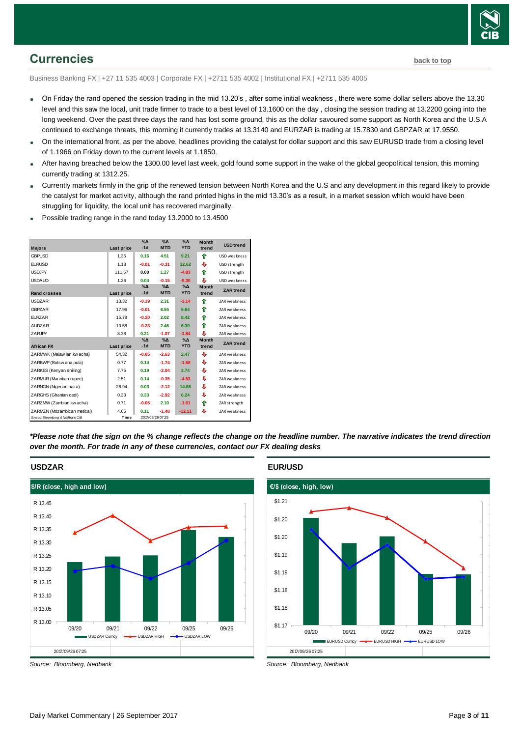## Currencies

back to top

Business Banking FX | +27 11 535 4003 | Corporate FX | +2711 535 4002 | Institutional FX | +2711 535 4005

- On Friday the rand opened the session trading in the mid 13.20's , after some initial weakness , there were some dollar sellers above the 13.30 level and this saw the local, unit trade firmer to trade to a best level of 13.1600 on the day , closing the session trading at 13.2200 going into the long weekend. Over the past three days the rand has lost some ground, this as the dollar savoured some support as North Korea and the U.S.A continued to exchange threats, this morning it currently trades at 13.3140 and EURZAR is trading at 15.7830 and GBPZAR at 17.9550.
- On the international front, as per the above, headlines providing the catalyst for dollar support and this saw EURUSD trade from a closing level of 1.1966 on Friday down to the current levels at 1.1850.
- After having breached below the 1300.00 level last week, gold found some support in the wake of the global geopolitical tension, this morning currently trading at 1312.25.
- Currently markets firmly in the grip of the renewed tension between North Korea and the U.S and any development in this regard likely to provide the catalyst for market activity, although the rand printed highs in the mid 13.30's as a result, in a market session which would have been struggling for liquidity, the local unit has recovered marginally.
- Possible trading range in the rand today 13.2000 to 13.4500

| Majors | Last price | %Δ -1d | %Δ MTD | %Δ YTD | Month trend | USD trend |
|---|---|---|---|---|---|---|
| GBPUSD | 1.35 | 0.16 | 4.51 | 9.21 | ⇧ | USD weakness |
| EURUSD | 1.18 | -0.01 | -0.31 | 12.62 | ⇩ | USD strength |
| USDJPY | 111.57 | 0.00 | 1.27 | -4.83 | ⇧ | USD strength |
| USDAUD | 1.26 | 0.04 | -0.15 | -9.30 | ⇩ | USD weakness |
| **Rand crosses** | **Last price** | **%Δ -1d** | **%Δ MTD** | **%Δ YTD** | **Month trend** | **ZAR trend** |
| USDZAR | 13.32 | -0.19 | 2.31 | -3.14 | ⇧ | ZAR weakness |
| GBPZAR | 17.96 | -0.01 | 6.55 | 5.64 | ⇧ | ZAR weakness |
| EURZAR | 15.78 | -0.20 | 2.02 | 8.42 | ⇧ | ZAR weakness |
| AUDZAR | 10.58 | -0.23 | 2.46 | 6.39 | ⇧ | ZAR weakness |
| ZARJPY | 8.38 | 0.21 | -1.07 | -1.84 | ⇩ | ZAR weakness |
| **African FX** | **Last price** | **%Δ -1d** | **%Δ MTD** | **%Δ YTD** | **Month trend** | **ZAR trend** |
| ZARMWK (Malawian kwacha) | 54.32 | -0.05 | -2.63 | 2.47 | ⇩ | ZAR weakness |
| ZARBWP (Botswana pula) | 0.77 | 0.14 | -1.74 | -1.58 | ⇩ | ZAR weakness |
| ZARKES (Kenyan shilling) | 7.75 | 0.19 | -2.04 | 3.74 | ⇩ | ZAR weakness |
| ZARMUR (Mauritian rupee) | 2.51 | 0.14 | -0.35 | -4.53 | ⇩ | ZAR weakness |
| ZARNGN (Nigerian naira) | 26.94 | 0.03 | -2.12 | 14.86 | ⇩ | ZAR weakness |
| ZARGHS (Ghanian cedi) | 0.33 | 0.33 | -2.92 | 6.24 | ⇩ | ZAR weakness |
| ZARZMW (Zambian kwacha) | 0.71 | -0.06 | 2.10 | -1.61 | ⇧ | ZAR strength |
| ZARMZN (Mozambican metical) | 4.65 | 0.11 | -1.48 | -12.11 | ⇩ | ZAR weakness |
| Source: Bloomberg & Nedbank CIB | Time | 2017/09/26 07:25 | | | | |

***Please note that the sign on the % change reflects the change on the headline number. The narrative indicates the trend direction over the month. For trade in any of these currencies, contact our FX dealing desks***

### USDZAR

$/R (close, high and low)

Source: Bloomberg, Nedbank

### EUR/USD

€/$ (close, high, low)

Source: Bloomberg, Nedbank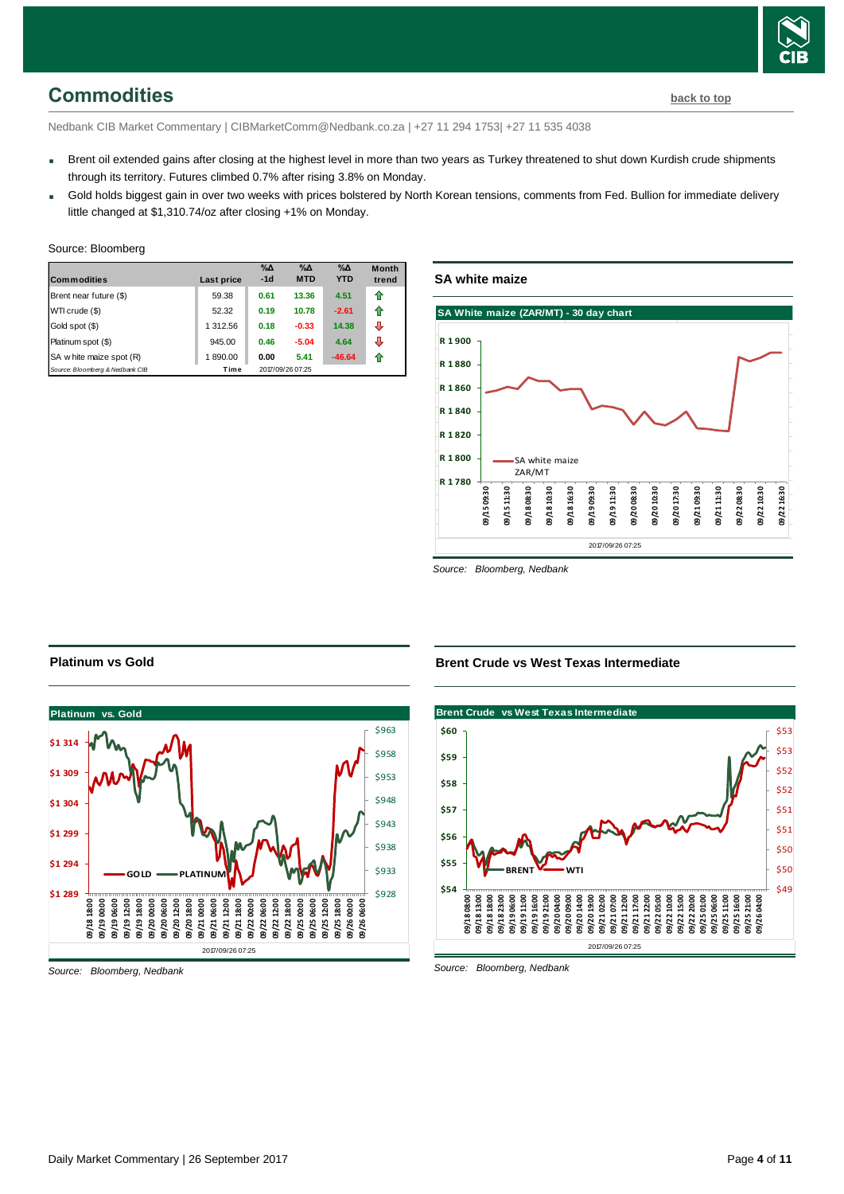## Commodities

back to top

Nedbank CIB Market Commentary | CIBMarketComm@Nedbank.co.za | +27 11 294 1753| +27 11 535 4038

- Brent oil extended gains after closing at the highest level in more than two years as Turkey threatened to shut down Kurdish crude shipments through its territory. Futures climbed 0.7% after rising 3.8% on Monday.
- Gold holds biggest gain in over two weeks with prices bolstered by North Korean tensions, comments from Fed. Bullion for immediate delivery little changed at $1,310.74/oz after closing +1% on Monday.

Source: Bloomberg

| Commodities | Last price | %Δ -1d | %Δ MTD | %Δ YTD | Month trend |
|---|---|---|---|---|---|
| Brent near future ($) | 59.38 | 0.61 | 13.36 | 4.51 | ⇧ |
| WTI crude ($) | 52.32 | 0.19 | 10.78 | -2.61 | ⇧ |
| Gold spot ($) | 1 312.56 | 0.18 | -0.33 | 14.38 | ⇩ |
| Platinum spot ($) | 945.00 | 0.46 | -5.04 | 4.64 | ⇩ |
| SA white maize spot (R) | 1 890.00 | 0.00 | 5.41 | -46.64 | ⇧ |
| Source: Bloomberg & Nedbank CIB | Time | 2017/09/26 07:25 | | | |

### SA white maize

Source: Bloomberg, Nedbank

### Platinum vs Gold

Source: Bloomberg, Nedbank

### Brent Crude vs West Texas Intermediate

Source: Bloomberg, Nedbank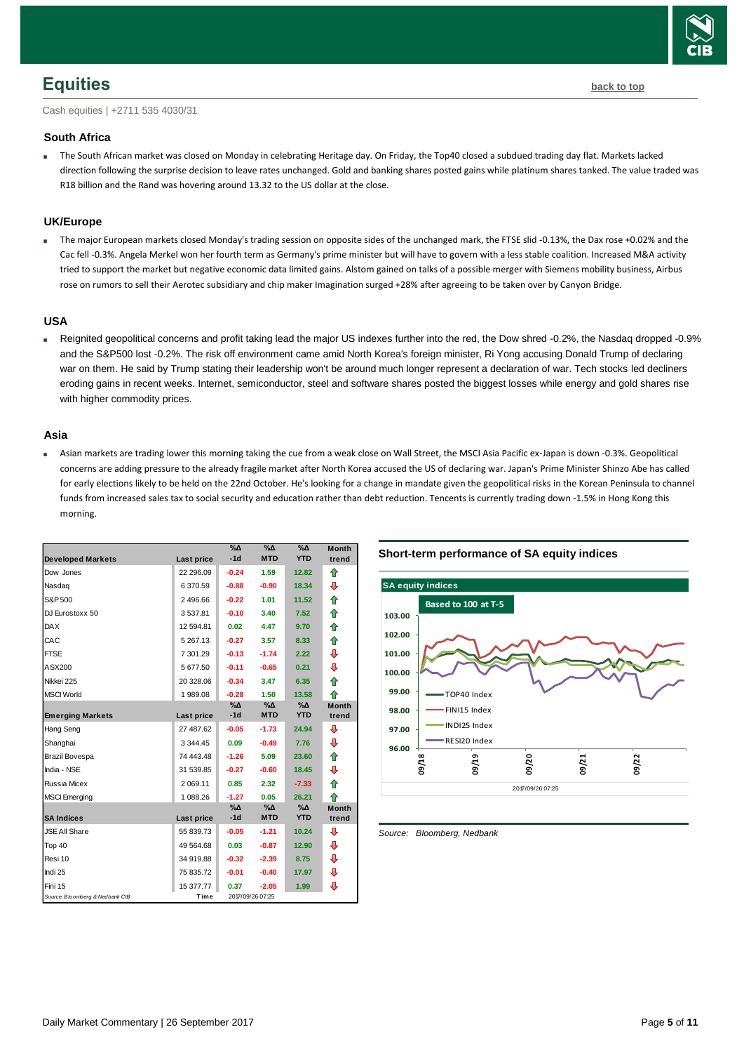## Equities

back to top

Cash equities | +2711 535 4030/31

### South Africa

- The South African market was closed on Monday in celebrating Heritage day. On Friday, the Top40 closed a subdued trading day flat. Markets lacked direction following the surprise decision to leave rates unchanged. Gold and banking shares posted gains while platinum shares tanked. The value traded was R18 billion and the Rand was hovering around 13.32 to the US dollar at the close.

### UK/Europe

- The major European markets closed Monday's trading session on opposite sides of the unchanged mark, the FTSE slid -0.13%, the Dax rose +0.02% and the Cac fell -0.3%. Angela Merkel won her fourth term as Germany's prime minister but will have to govern with a less stable coalition. Increased M&A activity tried to support the market but negative economic data limited gains. Alstom gained on talks of a possible merger with Siemens mobility business, Airbus rose on rumors to sell their Aerotec subsidiary and chip maker Imagination surged +28% after agreeing to be taken over by Canyon Bridge.

### USA

- Reignited geopolitical concerns and profit taking lead the major US indexes further into the red, the Dow shred -0.2%, the Nasdaq dropped -0.9% and the S&P500 lost -0.2%. The risk off environment came amid North Korea's foreign minister, Ri Yong accusing Donald Trump of declaring war on them. He said by Trump stating their leadership won't be around much longer represent a declaration of war. Tech stocks led decliners eroding gains in recent weeks. Internet, semiconductor, steel and software shares posted the biggest losses while energy and gold shares rise with higher commodity prices.

### Asia

- Asian markets are trading lower this morning taking the cue from a weak close on Wall Street, the MSCI Asia Pacific ex-Japan is down -0.3%. Geopolitical concerns are adding pressure to the already fragile market after North Korea accused the US of declaring war. Japan's Prime Minister Shinzo Abe has called for early elections likely to be held on the 22nd October. He's looking for a change in mandate given the geopolitical risks in the Korean Peninsula to channel funds from increased sales tax to social security and education rather than debt reduction. Tencents is currently trading down -1.5% in Hong Kong this morning.

| Developed Markets | Last price | %Δ -1d | %Δ MTD | %Δ YTD | Month trend |
|---|---|---|---|---|---|
| Dow Jones | 22 296.09 | -0.24 | 1.59 | 12.82 | ⇧ |
| Nasdaq | 6 370.59 | -0.88 | -0.90 | 18.34 | ⇩ |
| S&P 500 | 2 496.66 | -0.22 | 1.01 | 11.52 | ⇧ |
| DJ Eurostoxx 50 | 3 537.81 | -0.10 | 3.40 | 7.52 | ⇧ |
| DAX | 12 594.81 | 0.02 | 4.47 | 9.70 | ⇧ |
| CAC | 5 267.13 | -0.27 | 3.57 | 8.33 | ⇧ |
| FTSE | 7 301.29 | -0.13 | -1.74 | 2.22 | ⇩ |
| ASX200 | 5 677.50 | -0.11 | -0.65 | 0.21 | ⇩ |
| Nikkei 225 | 20 328.06 | -0.34 | 3.47 | 6.35 | ⇧ |
| MSCI World | 1 989.08 | -0.28 | 1.50 | 13.58 | ⇧ |
| **Emerging Markets** | **Last price** | **%Δ -1d** | **%Δ MTD** | **%Δ YTD** | **Month trend** |
| Hang Seng | 27 487.62 | -0.05 | -1.73 | 24.94 | ⇩ |
| Shanghai | 3 344.45 | 0.09 | -0.49 | 7.76 | ⇩ |
| Brazil Bovespa | 74 443.48 | -1.26 | 5.09 | 23.60 | ⇧ |
| India - NSE | 31 539.85 | -0.27 | -0.60 | 18.45 | ⇩ |
| Russia Micex | 2 069.11 | 0.85 | 2.32 | -7.33 | ⇧ |
| MSCI Emerging | 1 088.26 | -1.27 | 0.05 | 26.21 | ⇧ |
| **SA Indices** | **Last price** | **%Δ -1d** | **%Δ MTD** | **%Δ YTD** | **Month trend** |
| JSE All Share | 55 839.73 | -0.05 | -1.21 | 10.24 | ⇩ |
| Top 40 | 49 564.68 | 0.03 | -0.87 | 12.90 | ⇩ |
| Resi 10 | 34 919.88 | -0.32 | -2.39 | 8.75 | ⇩ |
| Indi 25 | 75 835.72 | -0.01 | -0.40 | 17.97 | ⇩ |
| Fini 15 | 15 377.77 | 0.37 | -2.05 | 1.99 | ⇩ |

Source: Bloomberg & Nedbank CIB | Time 2017/09/26 07:25

### Short-term performance of SA equity indices

SA equity indices — Based to 100 at T-5 (TOP40 Index, FINI15 Index, INDI25 Index, RESI20 Index; 09/18 – 09/22; 2017/09/26 07:25)

Source: Bloomberg, Nedbank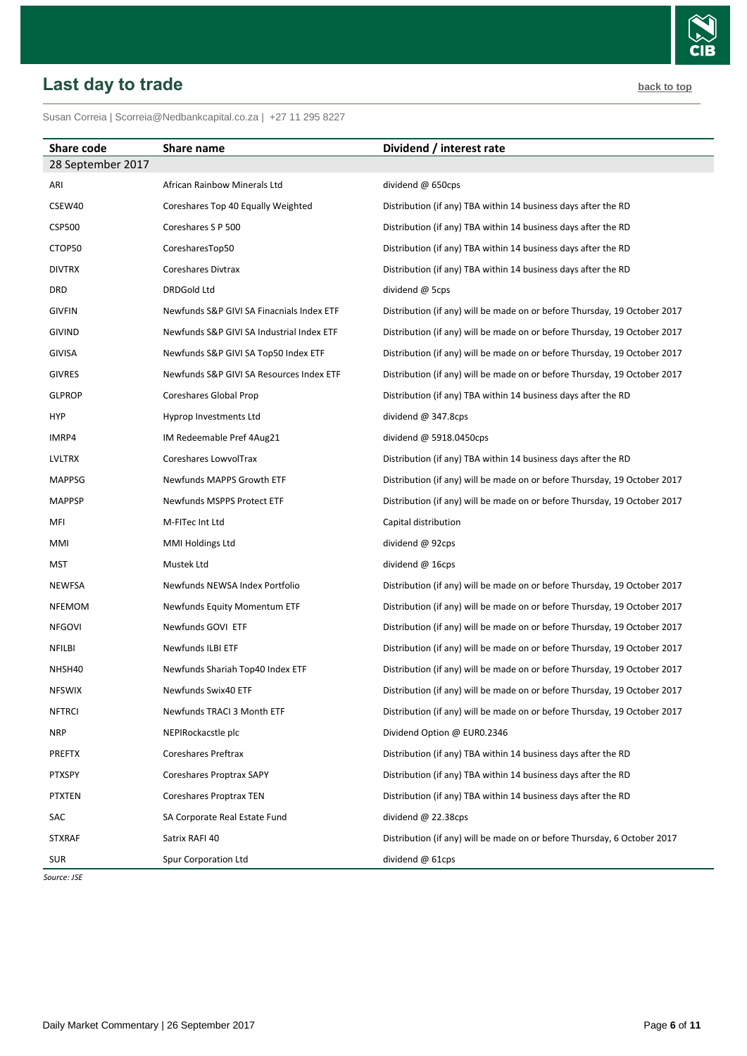## Last day to trade

back to top

Susan Correia | Scorreia@Nedbankcapital.co.za | +27 11 295 8227

| Share code | Share name | Dividend / interest rate |
|---|---|---|
| 28 September 2017 | | |
| ARI | African Rainbow Minerals Ltd | dividend @ 650cps |
| CSEW40 | Coreshares Top 40 Equally Weighted | Distribution (if any) TBA within 14 business days after the RD |
| CSP500 | Coreshares S P 500 | Distribution (if any) TBA within 14 business days after the RD |
| CTOP50 | CoresharesTop50 | Distribution (if any) TBA within 14 business days after the RD |
| DIVTRX | Coreshares Divtrax | Distribution (if any) TBA within 14 business days after the RD |
| DRD | DRDGold Ltd | dividend @ 5cps |
| GIVFIN | Newfunds S&P GIVI SA Finacnials Index ETF | Distribution (if any) will be made on or before Thursday, 19 October 2017 |
| GIVIND | Newfunds S&P GIVI SA Industrial Index ETF | Distribution (if any) will be made on or before Thursday, 19 October 2017 |
| GIVISA | Newfunds S&P GIVI SA Top50 Index ETF | Distribution (if any) will be made on or before Thursday, 19 October 2017 |
| GIVRES | Newfunds S&P GIVI SA Resources Index ETF | Distribution (if any) will be made on or before Thursday, 19 October 2017 |
| GLPROP | Coreshares Global Prop | Distribution (if any) TBA within 14 business days after the RD |
| HYP | Hyprop Investments Ltd | dividend @ 347.8cps |
| IMRP4 | IM Redeemable Pref 4Aug21 | dividend @ 5918.0450cps |
| LVLTRX | Coreshares LowvolTrax | Distribution (if any) TBA within 14 business days after the RD |
| MAPPSG | Newfunds MAPPS Growth ETF | Distribution (if any) will be made on or before Thursday, 19 October 2017 |
| MAPPSP | Newfunds MSPPS Protect ETF | Distribution (if any) will be made on or before Thursday, 19 October 2017 |
| MFI | M-FITec Int Ltd | Capital distribution |
| MMI | MMI Holdings Ltd | dividend @ 92cps |
| MST | Mustek Ltd | dividend @ 16cps |
| NEWFSA | Newfunds NEWSA Index Portfolio | Distribution (if any) will be made on or before Thursday, 19 October 2017 |
| NFEMOM | Newfunds Equity Momentum ETF | Distribution (if any) will be made on or before Thursday, 19 October 2017 |
| NFGOVI | Newfunds GOVI ETF | Distribution (if any) will be made on or before Thursday, 19 October 2017 |
| NFILBI | Newfunds ILBI ETF | Distribution (if any) will be made on or before Thursday, 19 October 2017 |
| NHSH40 | Newfunds Shariah Top40 Index ETF | Distribution (if any) will be made on or before Thursday, 19 October 2017 |
| NFSWIX | Newfunds Swix40 ETF | Distribution (if any) will be made on or before Thursday, 19 October 2017 |
| NFTRCI | Newfunds TRACI 3 Month ETF | Distribution (if any) will be made on or before Thursday, 19 October 2017 |
| NRP | NEPIRockacstle plc | Dividend Option @ EUR0.2346 |
| PREFTX | Coreshares Preftrax | Distribution (if any) TBA within 14 business days after the RD |
| PTXSPY | Coreshares Proptrax SAPY | Distribution (if any) TBA within 14 business days after the RD |
| PTXTEN | Coreshares Proptrax TEN | Distribution (if any) TBA within 14 business days after the RD |
| SAC | SA Corporate Real Estate Fund | dividend @ 22.38cps |
| STXRAF | Satrix RAFI 40 | Distribution (if any) will be made on or before Thursday, 6 October 2017 |
| SUR | Spur Corporation Ltd | dividend @ 61cps |

*Source: JSE*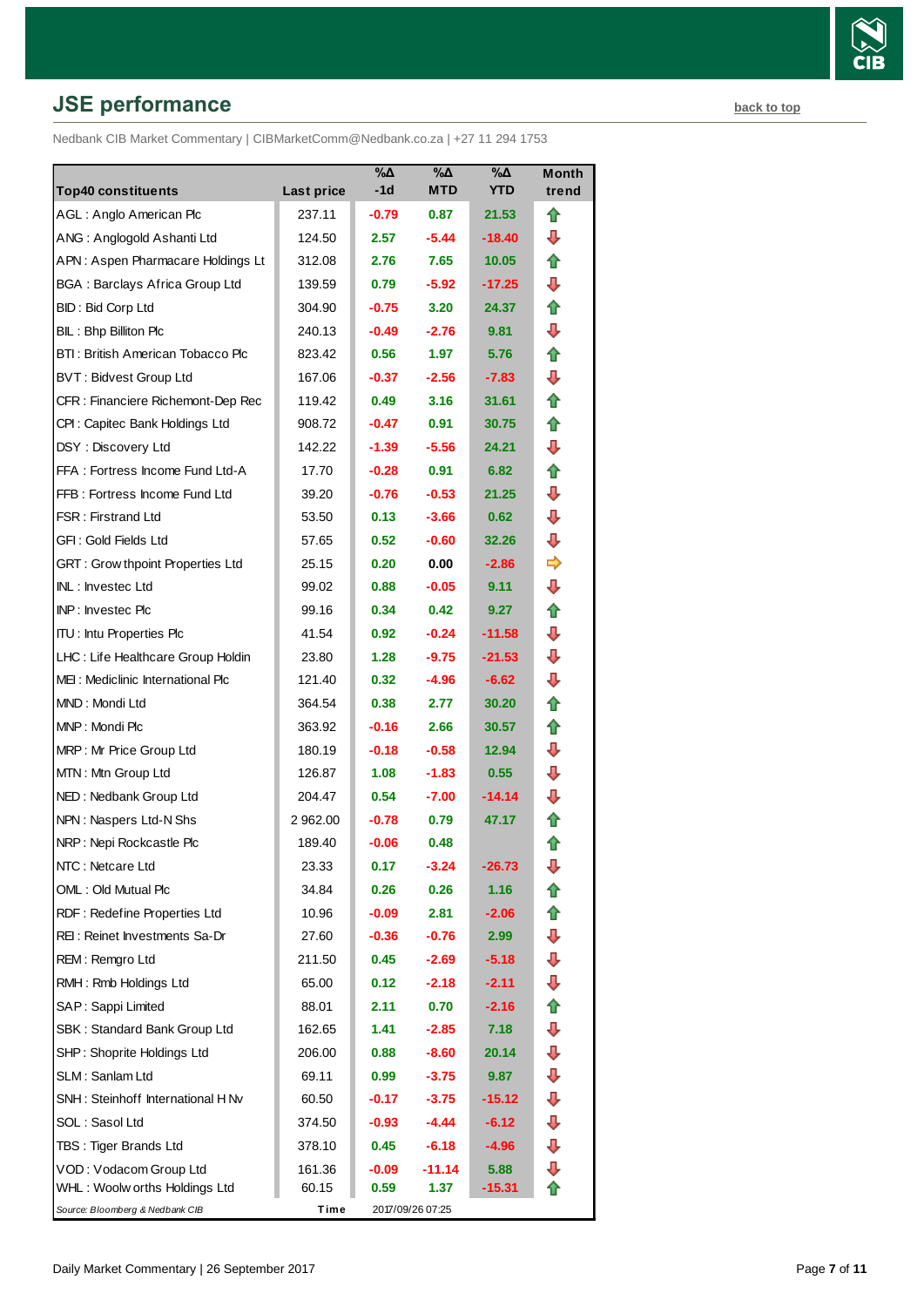## JSE performance

back to top

Nedbank CIB Market Commentary | CIBMarketComm@Nedbank.co.za | +27 11 294 1753

| Top40 constituents | Last price | %Δ -1d | %Δ MTD | %Δ YTD | Month trend |
|---|---|---|---|---|---|
| AGL : Anglo American Plc | 237.11 | -0.79 | 0.87 | 21.53 | ⇧ |
| ANG : Anglogold Ashanti Ltd | 124.50 | 2.57 | -5.44 | -18.40 | ⇩ |
| APN : Aspen Pharmacare Holdings Lt | 312.08 | 2.76 | 7.65 | 10.05 | ⇧ |
| BGA : Barclays Africa Group Ltd | 139.59 | 0.79 | -5.92 | -17.25 | ⇩ |
| BID : Bid Corp Ltd | 304.90 | -0.75 | 3.20 | 24.37 | ⇧ |
| BIL : Bhp Billiton Plc | 240.13 | -0.49 | -2.76 | 9.81 | ⇩ |
| BTI : British American Tobacco Plc | 823.42 | 0.56 | 1.97 | 5.76 | ⇧ |
| BVT : Bidvest Group Ltd | 167.06 | -0.37 | -2.56 | -7.83 | ⇩ |
| CFR : Financiere Richemont-Dep Rec | 119.42 | 0.49 | 3.16 | 31.61 | ⇧ |
| CPI : Capitec Bank Holdings Ltd | 908.72 | -0.47 | 0.91 | 30.75 | ⇧ |
| DSY : Discovery Ltd | 142.22 | -1.39 | -5.56 | 24.21 | ⇩ |
| FFA : Fortress Income Fund Ltd-A | 17.70 | -0.28 | 0.91 | 6.82 | ⇧ |
| FFB : Fortress Income Fund Ltd | 39.20 | -0.76 | -0.53 | 21.25 | ⇩ |
| FSR : Firstrand Ltd | 53.50 | 0.13 | -3.66 | 0.62 | ⇩ |
| GFI : Gold Fields Ltd | 57.65 | 0.52 | -0.60 | 32.26 | ⇩ |
| GRT : Growthpoint Properties Ltd | 25.15 | 0.20 | 0.00 | -2.86 | ⇨ |
| INL : Investec Ltd | 99.02 | 0.88 | -0.05 | 9.11 | ⇩ |
| INP : Investec Plc | 99.16 | 0.34 | 0.42 | 9.27 | ⇧ |
| ITU : Intu Properties Plc | 41.54 | 0.92 | -0.24 | -11.58 | ⇩ |
| LHC : Life Healthcare Group Holdin | 23.80 | 1.28 | -9.75 | -21.53 | ⇩ |
| MEI : Mediclinic International Plc | 121.40 | 0.32 | -4.96 | -6.62 | ⇩ |
| MND : Mondi Ltd | 364.54 | 0.38 | 2.77 | 30.20 | ⇧ |
| MNP : Mondi Plc | 363.92 | -0.16 | 2.66 | 30.57 | ⇧ |
| MRP : Mr Price Group Ltd | 180.19 | -0.18 | -0.58 | 12.94 | ⇩ |
| MTN : Mtn Group Ltd | 126.87 | 1.08 | -1.83 | 0.55 | ⇩ |
| NED : Nedbank Group Ltd | 204.47 | 0.54 | -7.00 | -14.14 | ⇩ |
| NPN : Naspers Ltd-N Shs | 2 962.00 | -0.78 | 0.79 | 47.17 | ⇧ |
| NRP : Nepi Rockcastle Plc | 189.40 | -0.06 | 0.48 | | ⇧ |
| NTC : Netcare Ltd | 23.33 | 0.17 | -3.24 | -26.73 | ⇩ |
| OML : Old Mutual Plc | 34.84 | 0.26 | 0.26 | 1.16 | ⇧ |
| RDF : Redefine Properties Ltd | 10.96 | -0.09 | 2.81 | -2.06 | ⇧ |
| REI : Reinet Investments Sa-Dr | 27.60 | -0.36 | -0.76 | 2.99 | ⇩ |
| REM : Remgro Ltd | 211.50 | 0.45 | -2.69 | -5.18 | ⇩ |
| RMH : Rmb Holdings Ltd | 65.00 | 0.12 | -2.18 | -2.11 | ⇩ |
| SAP : Sappi Limited | 88.01 | 2.11 | 0.70 | -2.16 | ⇧ |
| SBK : Standard Bank Group Ltd | 162.65 | 1.41 | -2.85 | 7.18 | ⇩ |
| SHP : Shoprite Holdings Ltd | 206.00 | 0.88 | -8.60 | 20.14 | ⇩ |
| SLM : Sanlam Ltd | 69.11 | 0.99 | -3.75 | 9.87 | ⇩ |
| SNH : Steinhoff International H Nv | 60.50 | -0.17 | -3.75 | -15.12 | ⇩ |
| SOL : Sasol Ltd | 374.50 | -0.93 | -4.44 | -6.12 | ⇩ |
| TBS : Tiger Brands Ltd | 378.10 | 0.45 | -6.18 | -4.96 | ⇩ |
| VOD : Vodacom Group Ltd | 161.36 | -0.09 | -11.14 | 5.88 | ⇩ |
| WHL : Woolworths Holdings Ltd | 60.15 | 0.59 | 1.37 | -15.31 | ⇧ |

*Source: Bloomberg & Nedbank CIB* Time 2017/09/26 07:25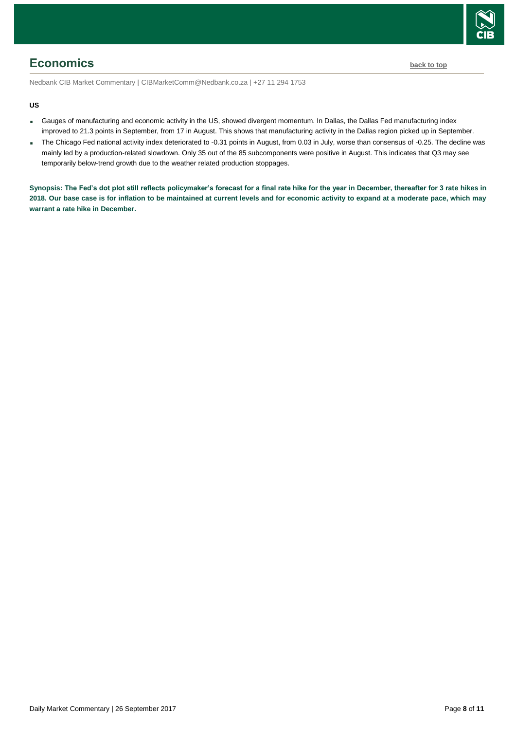## Economics

back to top

Nedbank CIB Market Commentary | CIBMarketComm@Nedbank.co.za | +27 11 294 1753

**US**

- Gauges of manufacturing and economic activity in the US, showed divergent momentum. In Dallas, the Dallas Fed manufacturing index improved to 21.3 points in September, from 17 in August. This shows that manufacturing activity in the Dallas region picked up in September.
- The Chicago Fed national activity index deteriorated to -0.31 points in August, from 0.03 in July, worse than consensus of -0.25. The decline was mainly led by a production-related slowdown. Only 35 out of the 85 subcomponents were positive in August. This indicates that Q3 may see temporarily below-trend growth due to the weather related production stoppages.

**Synopsis: The Fed's dot plot still reflects policymaker's forecast for a final rate hike for the year in December, thereafter for 3 rate hikes in 2018. Our base case is for inflation to be maintained at current levels and for economic activity to expand at a moderate pace, which may warrant a rate hike in December.**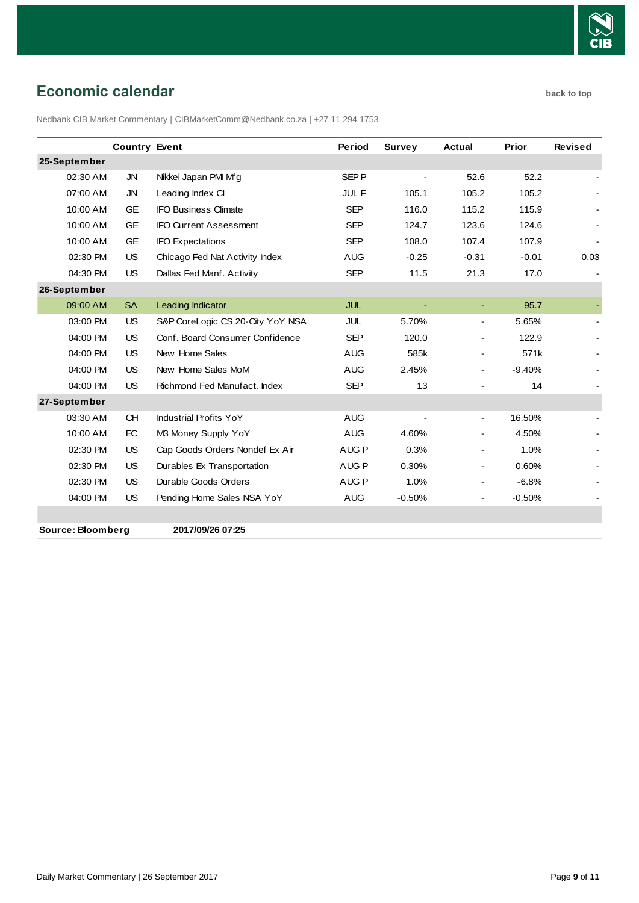## Economic calendar

back to top

Nedbank CIB Market Commentary | CIBMarketComm@Nedbank.co.za | +27 11 294 1753

| | Country | Event | Period | Survey | Actual | Prior | Revised |
|---|---|---|---|---|---|---|---|
| **25-September** | | | | | | | |
| 02:30 AM | JN | Nikkei Japan PMI Mfg | SEP P | - | 52.6 | 52.2 | - |
| 07:00 AM | JN | Leading Index CI | JUL F | 105.1 | 105.2 | 105.2 | - |
| 10:00 AM | GE | IFO Business Climate | SEP | 116.0 | 115.2 | 115.9 | - |
| 10:00 AM | GE | IFO Current Assessment | SEP | 124.7 | 123.6 | 124.6 | - |
| 10:00 AM | GE | IFO Expectations | SEP | 108.0 | 107.4 | 107.9 | - |
| 02:30 PM | US | Chicago Fed Nat Activity Index | AUG | -0.25 | -0.31 | -0.01 | 0.03 |
| 04:30 PM | US | Dallas Fed Manf. Activity | SEP | 11.5 | 21.3 | 17.0 | - |
| **26-September** | | | | | | | |
| 09:00 AM | SA | Leading Indicator | JUL | - | - | 95.7 | - |
| 03:00 PM | US | S&P CoreLogic CS 20-City YoY NSA | JUL | 5.70% | - | 5.65% | - |
| 04:00 PM | US | Conf. Board Consumer Confidence | SEP | 120.0 | - | 122.9 | - |
| 04:00 PM | US | New Home Sales | AUG | 585k | - | 571k | - |
| 04:00 PM | US | New Home Sales MoM | AUG | 2.45% | - | -9.40% | - |
| 04:00 PM | US | Richmond Fed Manufact. Index | SEP | 13 | - | 14 | - |
| **27-September** | | | | | | | |
| 03:30 AM | CH | Industrial Profits YoY | AUG | - | - | 16.50% | - |
| 10:00 AM | EC | M3 Money Supply YoY | AUG | 4.60% | - | 4.50% | - |
| 02:30 PM | US | Cap Goods Orders Nondef Ex Air | AUG P | 0.3% | - | 1.0% | - |
| 02:30 PM | US | Durables Ex Transportation | AUG P | 0.30% | - | 0.60% | - |
| 02:30 PM | US | Durable Goods Orders | AUG P | 1.0% | - | -6.8% | - |
| 04:00 PM | US | Pending Home Sales NSA YoY | AUG | -0.50% | - | -0.50% | - |

**Source: Bloomberg** **2017/09/26 07:25**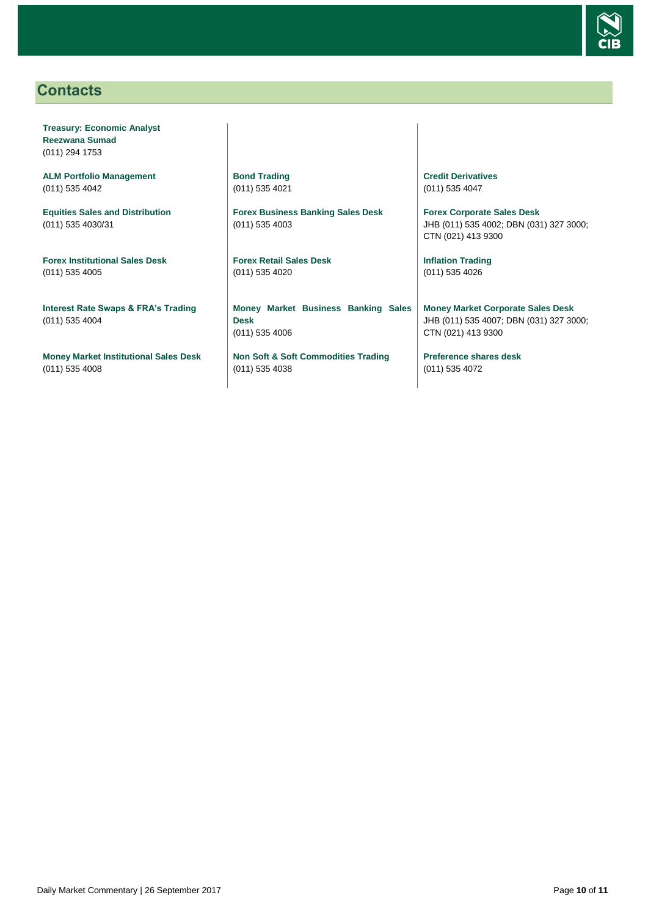## Contacts

**Treasury: Economic Analyst**
**Reezwana Sumad**
(011) 294 1753

**ALM Portfolio Management**
(011) 535 4042

**Equities Sales and Distribution**
(011) 535 4030/31

**Forex Institutional Sales Desk**
(011) 535 4005

**Interest Rate Swaps & FRA's Trading**
(011) 535 4004

**Money Market Institutional Sales Desk**
(011) 535 4008

**Bond Trading**
(011) 535 4021

**Forex Business Banking Sales Desk**
(011) 535 4003

**Forex Retail Sales Desk**
(011) 535 4020

**Money Market Business Banking Sales Desk**
(011) 535 4006

**Non Soft & Soft Commodities Trading**
(011) 535 4038

**Credit Derivatives**
(011) 535 4047

**Forex Corporate Sales Desk**
JHB (011) 535 4002; DBN (031) 327 3000; CTN (021) 413 9300

**Inflation Trading**
(011) 535 4026

**Money Market Corporate Sales Desk**
JHB (011) 535 4007; DBN (031) 327 3000; CTN (021) 413 9300

**Preference shares desk**
(011) 535 4072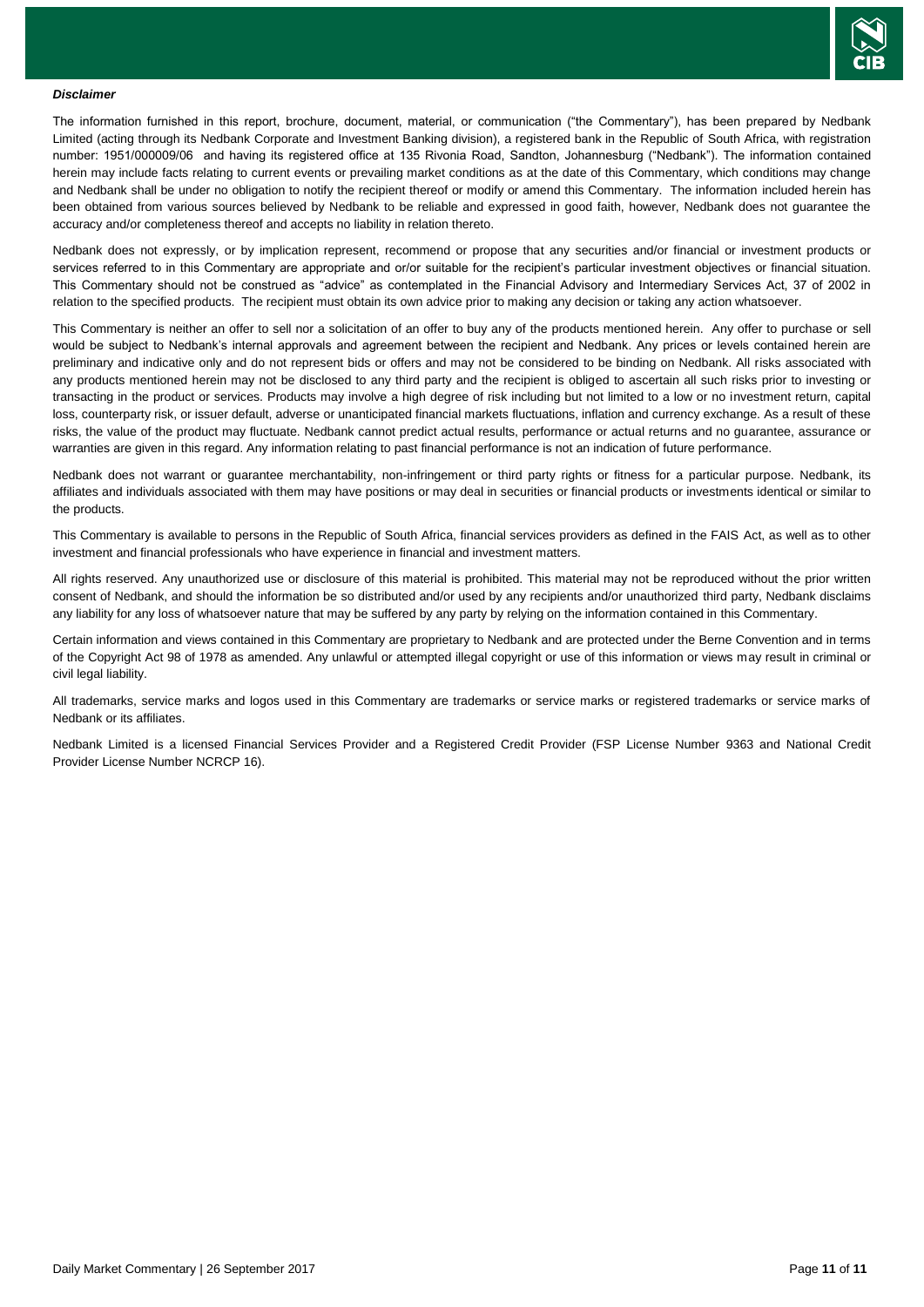***Disclaimer***

The information furnished in this report, brochure, document, material, or communication ("the Commentary"), has been prepared by Nedbank Limited (acting through its Nedbank Corporate and Investment Banking division), a registered bank in the Republic of South Africa, with registration number: 1951/000009/06 and having its registered office at 135 Rivonia Road, Sandton, Johannesburg ("Nedbank"). The information contained herein may include facts relating to current events or prevailing market conditions as at the date of this Commentary, which conditions may change and Nedbank shall be under no obligation to notify the recipient thereof or modify or amend this Commentary. The information included herein has been obtained from various sources believed by Nedbank to be reliable and expressed in good faith, however, Nedbank does not guarantee the accuracy and/or completeness thereof and accepts no liability in relation thereto.

Nedbank does not expressly, or by implication represent, recommend or propose that any securities and/or financial or investment products or services referred to in this Commentary are appropriate and or/or suitable for the recipient's particular investment objectives or financial situation. This Commentary should not be construed as "advice" as contemplated in the Financial Advisory and Intermediary Services Act, 37 of 2002 in relation to the specified products. The recipient must obtain its own advice prior to making any decision or taking any action whatsoever.

This Commentary is neither an offer to sell nor a solicitation of an offer to buy any of the products mentioned herein. Any offer to purchase or sell would be subject to Nedbank's internal approvals and agreement between the recipient and Nedbank. Any prices or levels contained herein are preliminary and indicative only and do not represent bids or offers and may not be considered to be binding on Nedbank. All risks associated with any products mentioned herein may not be disclosed to any third party and the recipient is obliged to ascertain all such risks prior to investing or transacting in the product or services. Products may involve a high degree of risk including but not limited to a low or no investment return, capital loss, counterparty risk, or issuer default, adverse or unanticipated financial markets fluctuations, inflation and currency exchange. As a result of these risks, the value of the product may fluctuate. Nedbank cannot predict actual results, performance or actual returns and no guarantee, assurance or warranties are given in this regard. Any information relating to past financial performance is not an indication of future performance.

Nedbank does not warrant or guarantee merchantability, non-infringement or third party rights or fitness for a particular purpose. Nedbank, its affiliates and individuals associated with them may have positions or may deal in securities or financial products or investments identical or similar to the products.

This Commentary is available to persons in the Republic of South Africa, financial services providers as defined in the FAIS Act, as well as to other investment and financial professionals who have experience in financial and investment matters.

All rights reserved. Any unauthorized use or disclosure of this material is prohibited. This material may not be reproduced without the prior written consent of Nedbank, and should the information be so distributed and/or used by any recipients and/or unauthorized third party, Nedbank disclaims any liability for any loss of whatsoever nature that may be suffered by any party by relying on the information contained in this Commentary.

Certain information and views contained in this Commentary are proprietary to Nedbank and are protected under the Berne Convention and in terms of the Copyright Act 98 of 1978 as amended. Any unlawful or attempted illegal copyright or use of this information or views may result in criminal or civil legal liability.

All trademarks, service marks and logos used in this Commentary are trademarks or service marks or registered trademarks or service marks of Nedbank or its affiliates.

Nedbank Limited is a licensed Financial Services Provider and a Registered Credit Provider (FSP License Number 9363 and National Credit Provider License Number NCRCP 16).